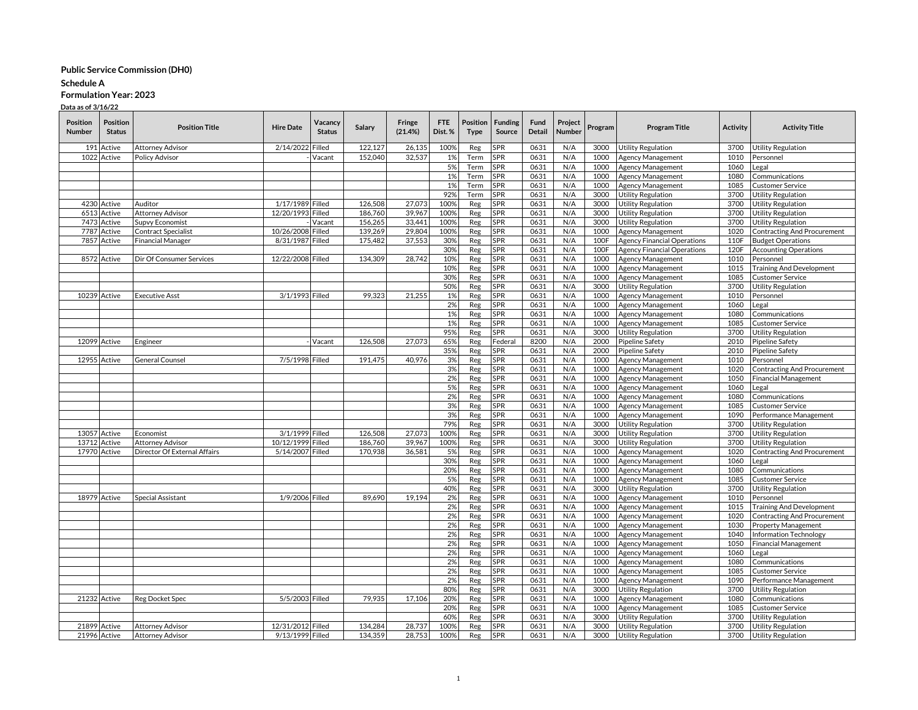**Public Service Commission (DH0)**

**Schedule A**

**Formulation Year: 2023**

**Data as of 3/16/22**

| Position Number | Position Status | Position Title | Hire Date | Vacancy Status | Salary | Fringe (21.4%) | FTE Dist. % | Position Type | Funding Source | Fund Detail | Project Number | Program | Program Title | Activity | Activity Title |
|---|---|---|---|---|---|---|---|---|---|---|---|---|---|---|---|
| 191 | Active | Attorney Advisor | 2/14/2022 | Filled | 122,127 | 26,135 | 100% | Reg | SPR | 0631 | N/A | 3000 | Utility Regulation | 3700 | Utility Regulation |
| 1022 | Active | Policy Advisor | - | Vacant | 152,040 | 32,537 | 1% | Term | SPR | 0631 | N/A | 1000 | Agency Management | 1010 | Personnel |
| | | | | | | | 5% | Term | SPR | 0631 | N/A | 1000 | Agency Management | 1060 | Legal |
| | | | | | | | 1% | Term | SPR | 0631 | N/A | 1000 | Agency Management | 1080 | Communications |
| | | | | | | | 1% | Term | SPR | 0631 | N/A | 1000 | Agency Management | 1085 | Customer Service |
| | | | | | | | 92% | Term | SPR | 0631 | N/A | 3000 | Utility Regulation | 3700 | Utility Regulation |
| 4230 | Active | Auditor | 1/17/1989 | Filled | 126,508 | 27,073 | 100% | Reg | SPR | 0631 | N/A | 3000 | Utility Regulation | 3700 | Utility Regulation |
| 6513 | Active | Attorney Advisor | 12/20/1993 | Filled | 186,760 | 39,967 | 100% | Reg | SPR | 0631 | N/A | 3000 | Utility Regulation | 3700 | Utility Regulation |
| 7473 | Active | Supvy Economist | - | Vacant | 156,265 | 33,441 | 100% | Reg | SPR | 0631 | N/A | 3000 | Utility Regulation | 3700 | Utility Regulation |
| 7787 | Active | Contract Specialist | 10/26/2008 | Filled | 139,269 | 29,804 | 100% | Reg | SPR | 0631 | N/A | 1000 | Agency Management | 1020 | Contracting And Procurement |
| 7857 | Active | Financial Manager | 8/31/1987 | Filled | 175,482 | 37,553 | 30% | Reg | SPR | 0631 | N/A | 100F | Agency Financial Operations | 110F | Budget Operations |
| | | | | | | | 30% | Reg | SPR | 0631 | N/A | 100F | Agency Financial Operations | 120F | Accounting Operations |
| 8572 | Active | Dir Of Consumer Services | 12/22/2008 | Filled | 134,309 | 28,742 | 10% | Reg | SPR | 0631 | N/A | 1000 | Agency Management | 1010 | Personnel |
| | | | | | | | 10% | Reg | SPR | 0631 | N/A | 1000 | Agency Management | 1015 | Training And Development |
| | | | | | | | 30% | Reg | SPR | 0631 | N/A | 1000 | Agency Management | 1085 | Customer Service |
| | | | | | | | 50% | Reg | SPR | 0631 | N/A | 3000 | Utility Regulation | 3700 | Utility Regulation |
| 10239 | Active | Executive Asst | 3/1/1993 | Filled | 99,323 | 21,255 | 1% | Reg | SPR | 0631 | N/A | 1000 | Agency Management | 1010 | Personnel |
| | | | | | | | 2% | Reg | SPR | 0631 | N/A | 1000 | Agency Management | 1060 | Legal |
| | | | | | | | 1% | Reg | SPR | 0631 | N/A | 1000 | Agency Management | 1080 | Communications |
| | | | | | | | 1% | Reg | SPR | 0631 | N/A | 1000 | Agency Management | 1085 | Customer Service |
| | | | | | | | 95% | Reg | SPR | 0631 | N/A | 3000 | Utility Regulation | 3700 | Utility Regulation |
| 12099 | Active | Engineer | - | Vacant | 126,508 | 27,073 | 65% | Reg | Federal | 8200 | N/A | 2000 | Pipeline Safety | 2010 | Pipeline Safety |
| | | | | | | | 35% | Reg | SPR | 0631 | N/A | 2000 | Pipeline Safety | 2010 | Pipeline Safety |
| 12955 | Active | General Counsel | 7/5/1998 | Filled | 191,475 | 40,976 | 3% | Reg | SPR | 0631 | N/A | 1000 | Agency Management | 1010 | Personnel |
| | | | | | | | 3% | Reg | SPR | 0631 | N/A | 1000 | Agency Management | 1020 | Contracting And Procurement |
| | | | | | | | 2% | Reg | SPR | 0631 | N/A | 1000 | Agency Management | 1050 | Financial Management |
| | | | | | | | 5% | Reg | SPR | 0631 | N/A | 1000 | Agency Management | 1060 | Legal |
| | | | | | | | 2% | Reg | SPR | 0631 | N/A | 1000 | Agency Management | 1080 | Communications |
| | | | | | | | 3% | Reg | SPR | 0631 | N/A | 1000 | Agency Management | 1085 | Customer Service |
| | | | | | | | 3% | Reg | SPR | 0631 | N/A | 1000 | Agency Management | 1090 | Performance Management |
| | | | | | | | 79% | Reg | SPR | 0631 | N/A | 3000 | Utility Regulation | 3700 | Utility Regulation |
| 13057 | Active | Economist | 3/1/1999 | Filled | 126,508 | 27,073 | 100% | Reg | SPR | 0631 | N/A | 3000 | Utility Regulation | 3700 | Utility Regulation |
| 13712 | Active | Attorney Advisor | 10/12/1999 | Filled | 186,760 | 39,967 | 100% | Reg | SPR | 0631 | N/A | 3000 | Utility Regulation | 3700 | Utility Regulation |
| 17970 | Active | Director Of External Affairs | 5/14/2007 | Filled | 170,938 | 36,581 | 5% | Reg | SPR | 0631 | N/A | 1000 | Agency Management | 1020 | Contracting And Procurement |
| | | | | | | | 30% | Reg | SPR | 0631 | N/A | 1000 | Agency Management | 1060 | Legal |
| | | | | | | | 20% | Reg | SPR | 0631 | N/A | 1000 | Agency Management | 1080 | Communications |
| | | | | | | | 5% | Reg | SPR | 0631 | N/A | 1000 | Agency Management | 1085 | Customer Service |
| | | | | | | | 40% | Reg | SPR | 0631 | N/A | 3000 | Utility Regulation | 3700 | Utility Regulation |
| 18979 | Active | Special Assistant | 1/9/2006 | Filled | 89,690 | 19,194 | 2% | Reg | SPR | 0631 | N/A | 1000 | Agency Management | 1010 | Personnel |
| | | | | | | | 2% | Reg | SPR | 0631 | N/A | 1000 | Agency Management | 1015 | Training And Development |
| | | | | | | | 2% | Reg | SPR | 0631 | N/A | 1000 | Agency Management | 1020 | Contracting And Procurement |
| | | | | | | | 2% | Reg | SPR | 0631 | N/A | 1000 | Agency Management | 1030 | Property Management |
| | | | | | | | 2% | Reg | SPR | 0631 | N/A | 1000 | Agency Management | 1040 | Information Technology |
| | | | | | | | 2% | Reg | SPR | 0631 | N/A | 1000 | Agency Management | 1050 | Financial Management |
| | | | | | | | 2% | Reg | SPR | 0631 | N/A | 1000 | Agency Management | 1060 | Legal |
| | | | | | | | 2% | Reg | SPR | 0631 | N/A | 1000 | Agency Management | 1080 | Communications |
| | | | | | | | 2% | Reg | SPR | 0631 | N/A | 1000 | Agency Management | 1085 | Customer Service |
| | | | | | | | 2% | Reg | SPR | 0631 | N/A | 1000 | Agency Management | 1090 | Performance Management |
| | | | | | | | 80% | Reg | SPR | 0631 | N/A | 3000 | Utility Regulation | 3700 | Utility Regulation |
| 21232 | Active | Reg Docket Spec | 5/5/2003 | Filled | 79,935 | 17,106 | 20% | Reg | SPR | 0631 | N/A | 1000 | Agency Management | 1080 | Communications |
| | | | | | | | 20% | Reg | SPR | 0631 | N/A | 1000 | Agency Management | 1085 | Customer Service |
| | | | | | | | 60% | Reg | SPR | 0631 | N/A | 3000 | Utility Regulation | 3700 | Utility Regulation |
| 21899 | Active | Attorney Advisor | 12/31/2012 | Filled | 134,284 | 28,737 | 100% | Reg | SPR | 0631 | N/A | 3000 | Utility Regulation | 3700 | Utility Regulation |
| 21996 | Active | Attorney Advisor | 9/13/1999 | Filled | 134,359 | 28,753 | 100% | Reg | SPR | 0631 | N/A | 3000 | Utility Regulation | 3700 | Utility Regulation |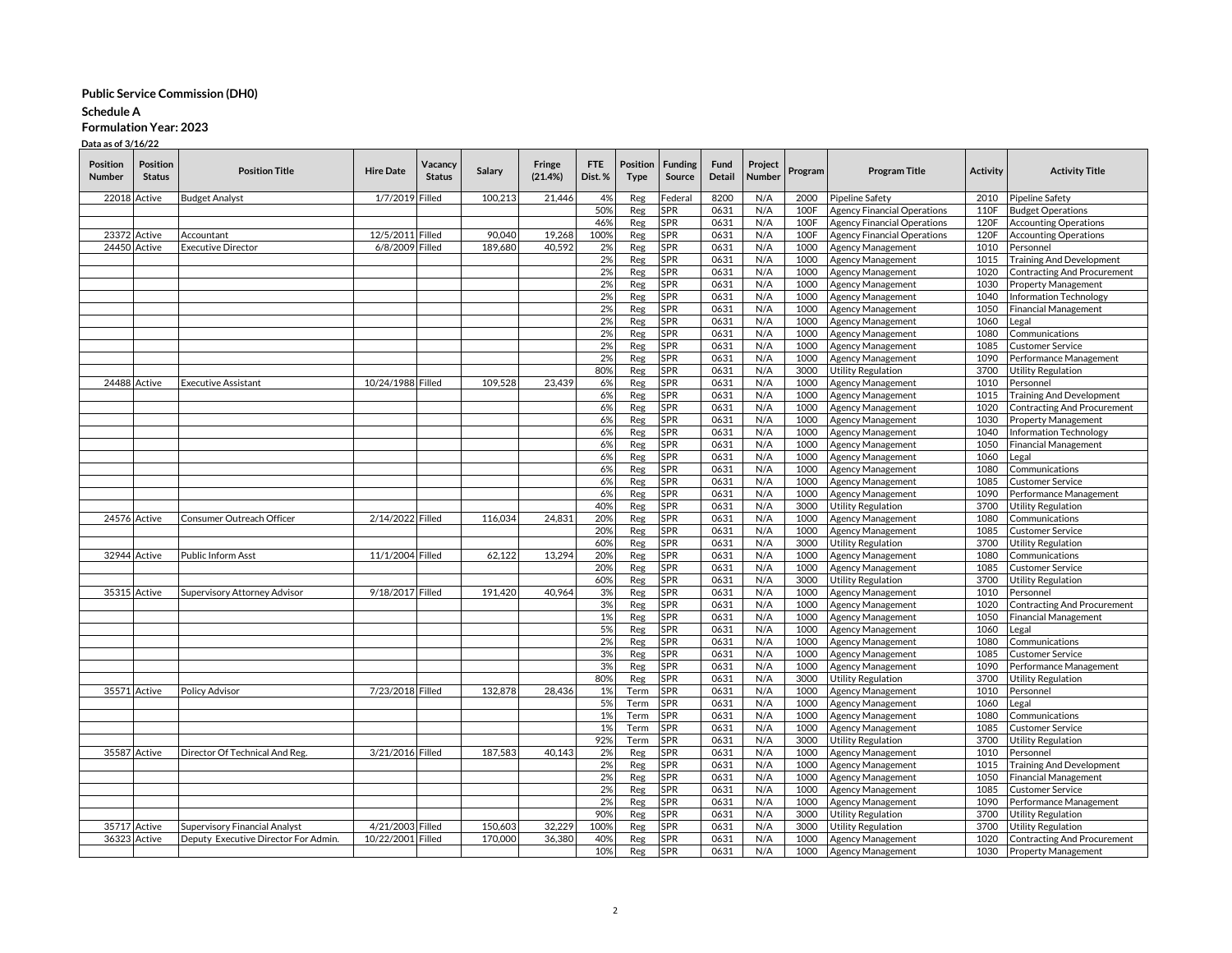**Public Service Commission (DH0)**

**Schedule A**

**Formulation Year: 2023**

**Data as of 3/16/22**

| Position Number | Position Status | Position Title | Hire Date | Vacancy Status | Salary | Fringe (21.4%) | FTE Dist. % | Position Type | Funding Source | Fund Detail | Project Number | Program | Program Title | Activity | Activity Title |
|---|---|---|---|---|---|---|---|---|---|---|---|---|---|---|---|
| 22018 | Active | Budget Analyst | 1/7/2019 | Filled | 100,213 | 21,446 | 4% | Reg | Federal | 8200 | N/A | 2000 | Pipeline Safety | 2010 | Pipeline Safety |
| | | | | | | | 50% | Reg | SPR | 0631 | N/A | 100F | Agency Financial Operations | 110F | Budget Operations |
| | | | | | | | 46% | Reg | SPR | 0631 | N/A | 100F | Agency Financial Operations | 120F | Accounting Operations |
| 23372 | Active | Accountant | 12/5/2011 | Filled | 90,040 | 19,268 | 100% | Reg | SPR | 0631 | N/A | 100F | Agency Financial Operations | 120F | Accounting Operations |
| 24450 | Active | Executive Director | 6/8/2009 | Filled | 189,680 | 40,592 | 2% | Reg | SPR | 0631 | N/A | 1000 | Agency Management | 1010 | Personnel |
| | | | | | | | 2% | Reg | SPR | 0631 | N/A | 1000 | Agency Management | 1015 | Training And Development |
| | | | | | | | 2% | Reg | SPR | 0631 | N/A | 1000 | Agency Management | 1020 | Contracting And Procurement |
| | | | | | | | 2% | Reg | SPR | 0631 | N/A | 1000 | Agency Management | 1030 | Property Management |
| | | | | | | | 2% | Reg | SPR | 0631 | N/A | 1000 | Agency Management | 1040 | Information Technology |
| | | | | | | | 2% | Reg | SPR | 0631 | N/A | 1000 | Agency Management | 1050 | Financial Management |
| | | | | | | | 2% | Reg | SPR | 0631 | N/A | 1000 | Agency Management | 1060 | Legal |
| | | | | | | | 2% | Reg | SPR | 0631 | N/A | 1000 | Agency Management | 1080 | Communications |
| | | | | | | | 2% | Reg | SPR | 0631 | N/A | 1000 | Agency Management | 1085 | Customer Service |
| | | | | | | | 2% | Reg | SPR | 0631 | N/A | 1000 | Agency Management | 1090 | Performance Management |
| | | | | | | | 80% | Reg | SPR | 0631 | N/A | 3000 | Utility Regulation | 3700 | Utility Regulation |
| 24488 | Active | Executive Assistant | 10/24/1988 | Filled | 109,528 | 23,439 | 6% | Reg | SPR | 0631 | N/A | 1000 | Agency Management | 1010 | Personnel |
| | | | | | | | 6% | Reg | SPR | 0631 | N/A | 1000 | Agency Management | 1015 | Training And Development |
| | | | | | | | 6% | Reg | SPR | 0631 | N/A | 1000 | Agency Management | 1020 | Contracting And Procurement |
| | | | | | | | 6% | Reg | SPR | 0631 | N/A | 1000 | Agency Management | 1030 | Property Management |
| | | | | | | | 6% | Reg | SPR | 0631 | N/A | 1000 | Agency Management | 1040 | Information Technology |
| | | | | | | | 6% | Reg | SPR | 0631 | N/A | 1000 | Agency Management | 1050 | Financial Management |
| | | | | | | | 6% | Reg | SPR | 0631 | N/A | 1000 | Agency Management | 1060 | Legal |
| | | | | | | | 6% | Reg | SPR | 0631 | N/A | 1000 | Agency Management | 1080 | Communications |
| | | | | | | | 6% | Reg | SPR | 0631 | N/A | 1000 | Agency Management | 1085 | Customer Service |
| | | | | | | | 6% | Reg | SPR | 0631 | N/A | 1000 | Agency Management | 1090 | Performance Management |
| | | | | | | | 40% | Reg | SPR | 0631 | N/A | 3000 | Utility Regulation | 3700 | Utility Regulation |
| 24576 | Active | Consumer Outreach Officer | 2/14/2022 | Filled | 116,034 | 24,831 | 20% | Reg | SPR | 0631 | N/A | 1000 | Agency Management | 1080 | Communications |
| | | | | | | | 20% | Reg | SPR | 0631 | N/A | 1000 | Agency Management | 1085 | Customer Service |
| | | | | | | | 60% | Reg | SPR | 0631 | N/A | 3000 | Utility Regulation | 3700 | Utility Regulation |
| 32944 | Active | Public Inform Asst | 11/1/2004 | Filled | 62,122 | 13,294 | 20% | Reg | SPR | 0631 | N/A | 1000 | Agency Management | 1080 | Communications |
| | | | | | | | 20% | Reg | SPR | 0631 | N/A | 1000 | Agency Management | 1085 | Customer Service |
| | | | | | | | 60% | Reg | SPR | 0631 | N/A | 3000 | Utility Regulation | 3700 | Utility Regulation |
| 35315 | Active | Supervisory Attorney Advisor | 9/18/2017 | Filled | 191,420 | 40,964 | 3% | Reg | SPR | 0631 | N/A | 1000 | Agency Management | 1010 | Personnel |
| | | | | | | | 3% | Reg | SPR | 0631 | N/A | 1000 | Agency Management | 1020 | Contracting And Procurement |
| | | | | | | | 1% | Reg | SPR | 0631 | N/A | 1000 | Agency Management | 1050 | Financial Management |
| | | | | | | | 5% | Reg | SPR | 0631 | N/A | 1000 | Agency Management | 1060 | Legal |
| | | | | | | | 2% | Reg | SPR | 0631 | N/A | 1000 | Agency Management | 1080 | Communications |
| | | | | | | | 3% | Reg | SPR | 0631 | N/A | 1000 | Agency Management | 1085 | Customer Service |
| | | | | | | | 3% | Reg | SPR | 0631 | N/A | 1000 | Agency Management | 1090 | Performance Management |
| | | | | | | | 80% | Reg | SPR | 0631 | N/A | 3000 | Utility Regulation | 3700 | Utility Regulation |
| 35571 | Active | Policy Advisor | 7/23/2018 | Filled | 132,878 | 28,436 | 1% | Term | SPR | 0631 | N/A | 1000 | Agency Management | 1010 | Personnel |
| | | | | | | | 5% | Term | SPR | 0631 | N/A | 1000 | Agency Management | 1060 | Legal |
| | | | | | | | 1% | Term | SPR | 0631 | N/A | 1000 | Agency Management | 1080 | Communications |
| | | | | | | | 1% | Term | SPR | 0631 | N/A | 1000 | Agency Management | 1085 | Customer Service |
| | | | | | | | 92% | Term | SPR | 0631 | N/A | 3000 | Utility Regulation | 3700 | Utility Regulation |
| 35587 | Active | Director Of Technical And Reg. | 3/21/2016 | Filled | 187,583 | 40,143 | 2% | Reg | SPR | 0631 | N/A | 1000 | Agency Management | 1010 | Personnel |
| | | | | | | | 2% | Reg | SPR | 0631 | N/A | 1000 | Agency Management | 1015 | Training And Development |
| | | | | | | | 2% | Reg | SPR | 0631 | N/A | 1000 | Agency Management | 1050 | Financial Management |
| | | | | | | | 2% | Reg | SPR | 0631 | N/A | 1000 | Agency Management | 1085 | Customer Service |
| | | | | | | | 2% | Reg | SPR | 0631 | N/A | 1000 | Agency Management | 1090 | Performance Management |
| | | | | | | | 90% | Reg | SPR | 0631 | N/A | 3000 | Utility Regulation | 3700 | Utility Regulation |
| 35717 | Active | Supervisory Financial Analyst | 4/21/2003 | Filled | 150,603 | 32,229 | 100% | Reg | SPR | 0631 | N/A | 3000 | Utility Regulation | 3700 | Utility Regulation |
| 36323 | Active | Deputy Executive Director For Admin. | 10/22/2001 | Filled | 170,000 | 36,380 | 40% | Reg | SPR | 0631 | N/A | 1000 | Agency Management | 1020 | Contracting And Procurement |
| | | | | | | | 10% | Reg | SPR | 0631 | N/A | 1000 | Agency Management | 1030 | Property Management |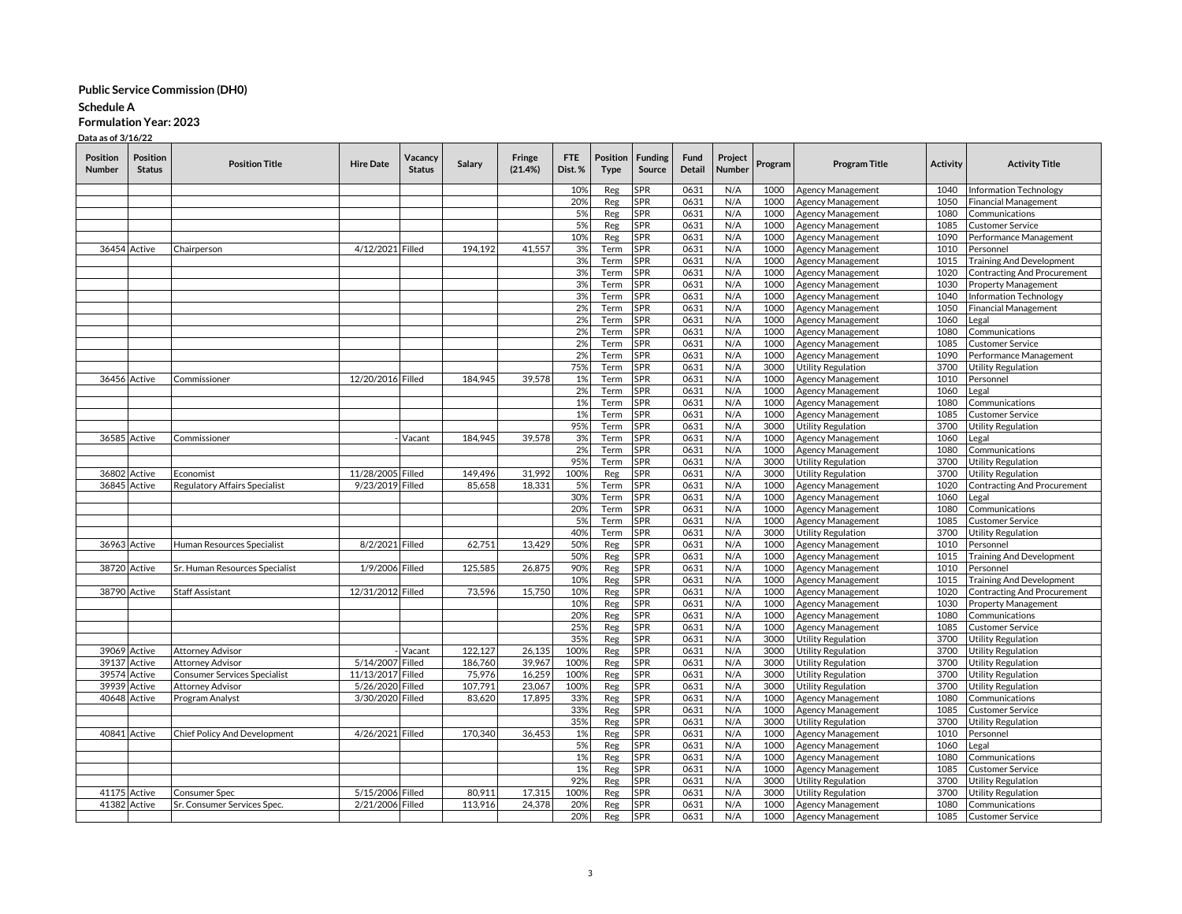**Public Service Commission (DH0)**

**Schedule A**

**Formulation Year: 2023**

**Data as of 3/16/22**

| Position Number | Position Status | Position Title | Hire Date | Vacancy Status | Salary | Fringe (21.4%) | FTE Dist. % | Position Type | Funding Source | Fund Detail | Project Number | Program | Program Title | Activity | Activity Title |
|---|---|---|---|---|---|---|---|---|---|---|---|---|---|---|---|
| | | | | | | | 10% | Reg | SPR | 0631 | N/A | 1000 | Agency Management | 1040 | Information Technology |
| | | | | | | | 20% | Reg | SPR | 0631 | N/A | 1000 | Agency Management | 1050 | Financial Management |
| | | | | | | | 5% | Reg | SPR | 0631 | N/A | 1000 | Agency Management | 1080 | Communications |
| | | | | | | | 5% | Reg | SPR | 0631 | N/A | 1000 | Agency Management | 1085 | Customer Service |
| | | | | | | | 10% | Reg | SPR | 0631 | N/A | 1000 | Agency Management | 1090 | Performance Management |
| 36454 | Active | Chairperson | 4/12/2021 | Filled | 194,192 | 41,557 | 3% | Term | SPR | 0631 | N/A | 1000 | Agency Management | 1010 | Personnel |
| | | | | | | | 3% | Term | SPR | 0631 | N/A | 1000 | Agency Management | 1015 | Training And Development |
| | | | | | | | 3% | Term | SPR | 0631 | N/A | 1000 | Agency Management | 1020 | Contracting And Procurement |
| | | | | | | | 3% | Term | SPR | 0631 | N/A | 1000 | Agency Management | 1030 | Property Management |
| | | | | | | | 3% | Term | SPR | 0631 | N/A | 1000 | Agency Management | 1040 | Information Technology |
| | | | | | | | 2% | Term | SPR | 0631 | N/A | 1000 | Agency Management | 1050 | Financial Management |
| | | | | | | | 2% | Term | SPR | 0631 | N/A | 1000 | Agency Management | 1060 | Legal |
| | | | | | | | 2% | Term | SPR | 0631 | N/A | 1000 | Agency Management | 1080 | Communications |
| | | | | | | | 2% | Term | SPR | 0631 | N/A | 1000 | Agency Management | 1085 | Customer Service |
| | | | | | | | 2% | Term | SPR | 0631 | N/A | 1000 | Agency Management | 1090 | Performance Management |
| | | | | | | | 75% | Term | SPR | 0631 | N/A | 3000 | Utility Regulation | 3700 | Utility Regulation |
| 36456 | Active | Commissioner | 12/20/2016 | Filled | 184,945 | 39,578 | 1% | Term | SPR | 0631 | N/A | 1000 | Agency Management | 1010 | Personnel |
| | | | | | | | 2% | Term | SPR | 0631 | N/A | 1000 | Agency Management | 1060 | Legal |
| | | | | | | | 1% | Term | SPR | 0631 | N/A | 1000 | Agency Management | 1080 | Communications |
| | | | | | | | 1% | Term | SPR | 0631 | N/A | 1000 | Agency Management | 1085 | Customer Service |
| | | | | | | | 95% | Term | SPR | 0631 | N/A | 3000 | Utility Regulation | 3700 | Utility Regulation |
| 36585 | Active | Commissioner | - | Vacant | 184,945 | 39,578 | 3% | Term | SPR | 0631 | N/A | 1000 | Agency Management | 1060 | Legal |
| | | | | | | | 2% | Term | SPR | 0631 | N/A | 1000 | Agency Management | 1080 | Communications |
| | | | | | | | 95% | Term | SPR | 0631 | N/A | 3000 | Utility Regulation | 3700 | Utility Regulation |
| 36802 | Active | Economist | 11/28/2005 | Filled | 149,496 | 31,992 | 100% | Reg | SPR | 0631 | N/A | 3000 | Utility Regulation | 3700 | Utility Regulation |
| 36845 | Active | Regulatory Affairs Specialist | 9/23/2019 | Filled | 85,658 | 18,331 | 5% | Term | SPR | 0631 | N/A | 1000 | Agency Management | 1020 | Contracting And Procurement |
| | | | | | | | 30% | Term | SPR | 0631 | N/A | 1000 | Agency Management | 1060 | Legal |
| | | | | | | | 20% | Term | SPR | 0631 | N/A | 1000 | Agency Management | 1080 | Communications |
| | | | | | | | 5% | Term | SPR | 0631 | N/A | 1000 | Agency Management | 1085 | Customer Service |
| | | | | | | | 40% | Term | SPR | 0631 | N/A | 3000 | Utility Regulation | 3700 | Utility Regulation |
| 36963 | Active | Human Resources Specialist | 8/2/2021 | Filled | 62,751 | 13,429 | 50% | Reg | SPR | 0631 | N/A | 1000 | Agency Management | 1010 | Personnel |
| | | | | | | | 50% | Reg | SPR | 0631 | N/A | 1000 | Agency Management | 1015 | Training And Development |
| 38720 | Active | Sr. Human Resources Specialist | 1/9/2006 | Filled | 125,585 | 26,875 | 90% | Reg | SPR | 0631 | N/A | 1000 | Agency Management | 1010 | Personnel |
| | | | | | | | 10% | Reg | SPR | 0631 | N/A | 1000 | Agency Management | 1015 | Training And Development |
| 38790 | Active | Staff Assistant | 12/31/2012 | Filled | 73,596 | 15,750 | 10% | Reg | SPR | 0631 | N/A | 1000 | Agency Management | 1020 | Contracting And Procurement |
| | | | | | | | 10% | Reg | SPR | 0631 | N/A | 1000 | Agency Management | 1030 | Property Management |
| | | | | | | | 20% | Reg | SPR | 0631 | N/A | 1000 | Agency Management | 1080 | Communications |
| | | | | | | | 25% | Reg | SPR | 0631 | N/A | 1000 | Agency Management | 1085 | Customer Service |
| | | | | | | | 35% | Reg | SPR | 0631 | N/A | 3000 | Utility Regulation | 3700 | Utility Regulation |
| 39069 | Active | Attorney Advisor | - | Vacant | 122,127 | 26,135 | 100% | Reg | SPR | 0631 | N/A | 3000 | Utility Regulation | 3700 | Utility Regulation |
| 39137 | Active | Attorney Advisor | 5/14/2007 | Filled | 186,760 | 39,967 | 100% | Reg | SPR | 0631 | N/A | 3000 | Utility Regulation | 3700 | Utility Regulation |
| 39574 | Active | Consumer Services Specialist | 11/13/2017 | Filled | 75,976 | 16,259 | 100% | Reg | SPR | 0631 | N/A | 3000 | Utility Regulation | 3700 | Utility Regulation |
| 39939 | Active | Attorney Advisor | 5/26/2020 | Filled | 107,791 | 23,067 | 100% | Reg | SPR | 0631 | N/A | 3000 | Utility Regulation | 3700 | Utility Regulation |
| 40648 | Active | Program Analyst | 3/30/2020 | Filled | 83,620 | 17,895 | 33% | Reg | SPR | 0631 | N/A | 1000 | Agency Management | 1080 | Communications |
| | | | | | | | 33% | Reg | SPR | 0631 | N/A | 1000 | Agency Management | 1085 | Customer Service |
| | | | | | | | 35% | Reg | SPR | 0631 | N/A | 3000 | Utility Regulation | 3700 | Utility Regulation |
| 40841 | Active | Chief Policy And Development | 4/26/2021 | Filled | 170,340 | 36,453 | 1% | Reg | SPR | 0631 | N/A | 1000 | Agency Management | 1010 | Personnel |
| | | | | | | | 5% | Reg | SPR | 0631 | N/A | 1000 | Agency Management | 1060 | Legal |
| | | | | | | | 1% | Reg | SPR | 0631 | N/A | 1000 | Agency Management | 1080 | Communications |
| | | | | | | | 1% | Reg | SPR | 0631 | N/A | 1000 | Agency Management | 1085 | Customer Service |
| | | | | | | | 92% | Reg | SPR | 0631 | N/A | 3000 | Utility Regulation | 3700 | Utility Regulation |
| 41175 | Active | Consumer Spec | 5/15/2006 | Filled | 80,911 | 17,315 | 100% | Reg | SPR | 0631 | N/A | 3000 | Utility Regulation | 3700 | Utility Regulation |
| 41382 | Active | Sr. Consumer Services Spec. | 2/21/2006 | Filled | 113,916 | 24,378 | 20% | Reg | SPR | 0631 | N/A | 1000 | Agency Management | 1080 | Communications |
| | | | | | | | 20% | Reg | SPR | 0631 | N/A | 1000 | Agency Management | 1085 | Customer Service |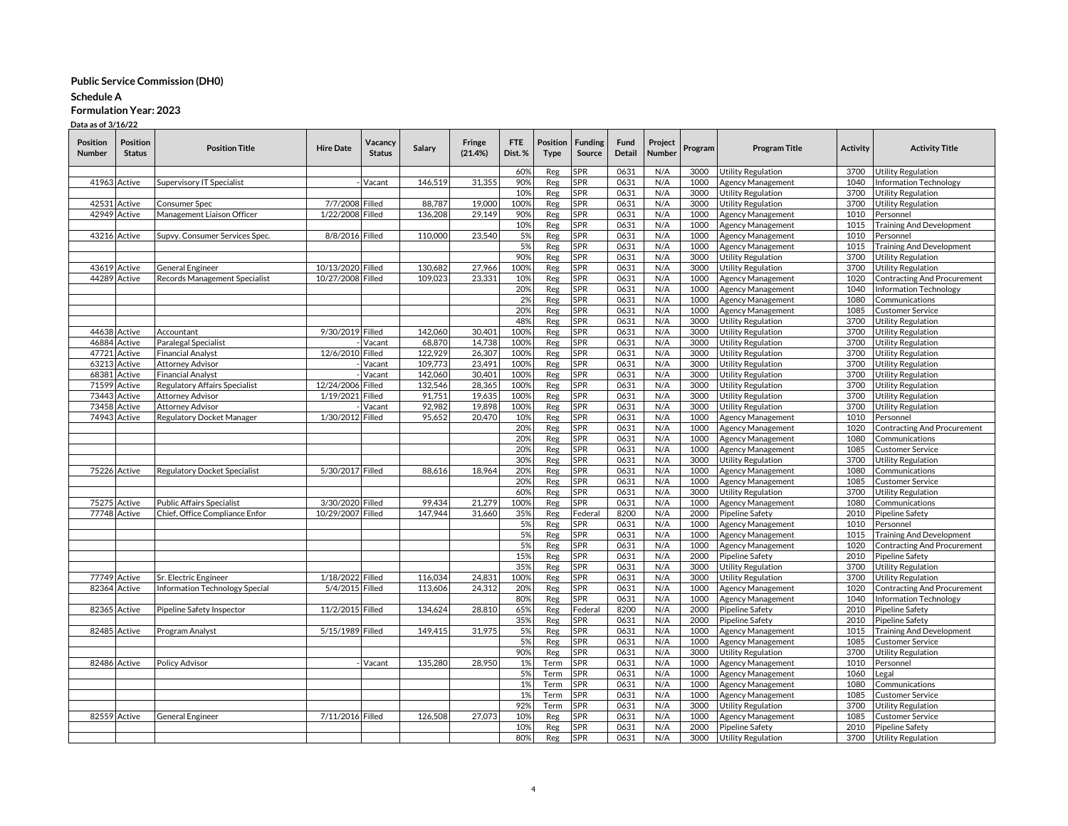**Public Service Commission (DH0)**

**Schedule A**

**Formulation Year: 2023**

**Data as of 3/16/22**

| Position Number | Position Status | Position Title | Hire Date | Vacancy Status | Salary | Fringe (21.4%) | FTE Dist. % | Position Type | Funding Source | Fund Detail | Project Number | Program | Program Title | Activity | Activity Title |
|---|---|---|---|---|---|---|---|---|---|---|---|---|---|---|---|
| | | | | | | | 60% | Reg | SPR | 0631 | N/A | 3000 | Utility Regulation | 3700 | Utility Regulation |
| 41963 | Active | Supervisory IT Specialist | - | Vacant | 146,519 | 31,355 | 90% | Reg | SPR | 0631 | N/A | 1000 | Agency Management | 1040 | Information Technology |
| | | | | | | | 10% | Reg | SPR | 0631 | N/A | 3000 | Utility Regulation | 3700 | Utility Regulation |
| 42531 | Active | Consumer Spec | 7/7/2008 | Filled | 88,787 | 19,000 | 100% | Reg | SPR | 0631 | N/A | 3000 | Utility Regulation | 3700 | Utility Regulation |
| 42949 | Active | Management Liaison Officer | 1/22/2008 | Filled | 136,208 | 29,149 | 90% | Reg | SPR | 0631 | N/A | 1000 | Agency Management | 1010 | Personnel |
| | | | | | | | 10% | Reg | SPR | 0631 | N/A | 1000 | Agency Management | 1015 | Training And Development |
| 43216 | Active | Supvy. Consumer Services Spec. | 8/8/2016 | Filled | 110,000 | 23,540 | 5% | Reg | SPR | 0631 | N/A | 1000 | Agency Management | 1010 | Personnel |
| | | | | | | | 5% | Reg | SPR | 0631 | N/A | 1000 | Agency Management | 1015 | Training And Development |
| | | | | | | | 90% | Reg | SPR | 0631 | N/A | 3000 | Utility Regulation | 3700 | Utility Regulation |
| 43619 | Active | General Engineer | 10/13/2020 | Filled | 130,682 | 27,966 | 100% | Reg | SPR | 0631 | N/A | 3000 | Utility Regulation | 3700 | Utility Regulation |
| 44289 | Active | Records Management Specialist | 10/27/2008 | Filled | 109,023 | 23,331 | 10% | Reg | SPR | 0631 | N/A | 1000 | Agency Management | 1020 | Contracting And Procurement |
| | | | | | | | 20% | Reg | SPR | 0631 | N/A | 1000 | Agency Management | 1040 | Information Technology |
| | | | | | | | 2% | Reg | SPR | 0631 | N/A | 1000 | Agency Management | 1080 | Communications |
| | | | | | | | 20% | Reg | SPR | 0631 | N/A | 1000 | Agency Management | 1085 | Customer Service |
| | | | | | | | 48% | Reg | SPR | 0631 | N/A | 3000 | Utility Regulation | 3700 | Utility Regulation |
| 44638 | Active | Accountant | 9/30/2019 | Filled | 142,060 | 30,401 | 100% | Reg | SPR | 0631 | N/A | 3000 | Utility Regulation | 3700 | Utility Regulation |
| 46884 | Active | Paralegal Specialist | - | Vacant | 68,870 | 14,738 | 100% | Reg | SPR | 0631 | N/A | 3000 | Utility Regulation | 3700 | Utility Regulation |
| 47721 | Active | Financial Analyst | 12/6/2010 | Filled | 122,929 | 26,307 | 100% | Reg | SPR | 0631 | N/A | 3000 | Utility Regulation | 3700 | Utility Regulation |
| 63213 | Active | Attorney Advisor | - | Vacant | 109,773 | 23,491 | 100% | Reg | SPR | 0631 | N/A | 3000 | Utility Regulation | 3700 | Utility Regulation |
| 68381 | Active | Financial Analyst | - | Vacant | 142,060 | 30,401 | 100% | Reg | SPR | 0631 | N/A | 3000 | Utility Regulation | 3700 | Utility Regulation |
| 71599 | Active | Regulatory Affairs Specialist | 12/24/2006 | Filled | 132,546 | 28,365 | 100% | Reg | SPR | 0631 | N/A | 3000 | Utility Regulation | 3700 | Utility Regulation |
| 73443 | Active | Attorney Advisor | 1/19/2021 | Filled | 91,751 | 19,635 | 100% | Reg | SPR | 0631 | N/A | 3000 | Utility Regulation | 3700 | Utility Regulation |
| 73458 | Active | Attorney Advisor | - | Vacant | 92,982 | 19,898 | 100% | Reg | SPR | 0631 | N/A | 3000 | Utility Regulation | 3700 | Utility Regulation |
| 74943 | Active | Regulatory Docket Manager | 1/30/2012 | Filled | 95,652 | 20,470 | 10% | Reg | SPR | 0631 | N/A | 1000 | Agency Management | 1010 | Personnel |
| | | | | | | | 20% | Reg | SPR | 0631 | N/A | 1000 | Agency Management | 1020 | Contracting And Procurement |
| | | | | | | | 20% | Reg | SPR | 0631 | N/A | 1000 | Agency Management | 1080 | Communications |
| | | | | | | | 20% | Reg | SPR | 0631 | N/A | 1000 | Agency Management | 1085 | Customer Service |
| | | | | | | | 30% | Reg | SPR | 0631 | N/A | 3000 | Utility Regulation | 3700 | Utility Regulation |
| 75226 | Active | Regulatory Docket Specialist | 5/30/2017 | Filled | 88,616 | 18,964 | 20% | Reg | SPR | 0631 | N/A | 1000 | Agency Management | 1080 | Communications |
| | | | | | | | 20% | Reg | SPR | 0631 | N/A | 1000 | Agency Management | 1085 | Customer Service |
| | | | | | | | 60% | Reg | SPR | 0631 | N/A | 3000 | Utility Regulation | 3700 | Utility Regulation |
| 75275 | Active | Public Affairs Specialist | 3/30/2020 | Filled | 99,434 | 21,279 | 100% | Reg | SPR | 0631 | N/A | 1000 | Agency Management | 1080 | Communications |
| 77748 | Active | Chief, Office Compliance Enfor | 10/29/2007 | Filled | 147,944 | 31,660 | 35% | Reg | Federal | 8200 | N/A | 2000 | Pipeline Safety | 2010 | Pipeline Safety |
| | | | | | | | 5% | Reg | SPR | 0631 | N/A | 1000 | Agency Management | 1010 | Personnel |
| | | | | | | | 5% | Reg | SPR | 0631 | N/A | 1000 | Agency Management | 1015 | Training And Development |
| | | | | | | | 5% | Reg | SPR | 0631 | N/A | 1000 | Agency Management | 1020 | Contracting And Procurement |
| | | | | | | | 15% | Reg | SPR | 0631 | N/A | 2000 | Pipeline Safety | 2010 | Pipeline Safety |
| | | | | | | | 35% | Reg | SPR | 0631 | N/A | 3000 | Utility Regulation | 3700 | Utility Regulation |
| 77749 | Active | Sr. Electric Engineer | 1/18/2022 | Filled | 116,034 | 24,831 | 100% | Reg | SPR | 0631 | N/A | 3000 | Utility Regulation | 3700 | Utility Regulation |
| 82364 | Active | Information Technology Special | 5/4/2015 | Filled | 113,606 | 24,312 | 20% | Reg | SPR | 0631 | N/A | 1000 | Agency Management | 1020 | Contracting And Procurement |
| | | | | | | | 80% | Reg | SPR | 0631 | N/A | 1000 | Agency Management | 1040 | Information Technology |
| 82365 | Active | Pipeline Safety Inspector | 11/2/2015 | Filled | 134,624 | 28,810 | 65% | Reg | Federal | 8200 | N/A | 2000 | Pipeline Safety | 2010 | Pipeline Safety |
| | | | | | | | 35% | Reg | SPR | 0631 | N/A | 2000 | Pipeline Safety | 2010 | Pipeline Safety |
| 82485 | Active | Program Analyst | 5/15/1989 | Filled | 149,415 | 31,975 | 5% | Reg | SPR | 0631 | N/A | 1000 | Agency Management | 1015 | Training And Development |
| | | | | | | | 5% | Reg | SPR | 0631 | N/A | 1000 | Agency Management | 1085 | Customer Service |
| | | | | | | | 90% | Reg | SPR | 0631 | N/A | 3000 | Utility Regulation | 3700 | Utility Regulation |
| 82486 | Active | Policy Advisor | - | Vacant | 135,280 | 28,950 | 1% | Term | SPR | 0631 | N/A | 1000 | Agency Management | 1010 | Personnel |
| | | | | | | | 5% | Term | SPR | 0631 | N/A | 1000 | Agency Management | 1060 | Legal |
| | | | | | | | 1% | Term | SPR | 0631 | N/A | 1000 | Agency Management | 1080 | Communications |
| | | | | | | | 1% | Term | SPR | 0631 | N/A | 1000 | Agency Management | 1085 | Customer Service |
| | | | | | | | 92% | Term | SPR | 0631 | N/A | 3000 | Utility Regulation | 3700 | Utility Regulation |
| 82559 | Active | General Engineer | 7/11/2016 | Filled | 126,508 | 27,073 | 10% | Reg | SPR | 0631 | N/A | 1000 | Agency Management | 1085 | Customer Service |
| | | | | | | | 10% | Reg | SPR | 0631 | N/A | 2000 | Pipeline Safety | 2010 | Pipeline Safety |
| | | | | | | | 80% | Reg | SPR | 0631 | N/A | 3000 | Utility Regulation | 3700 | Utility Regulation |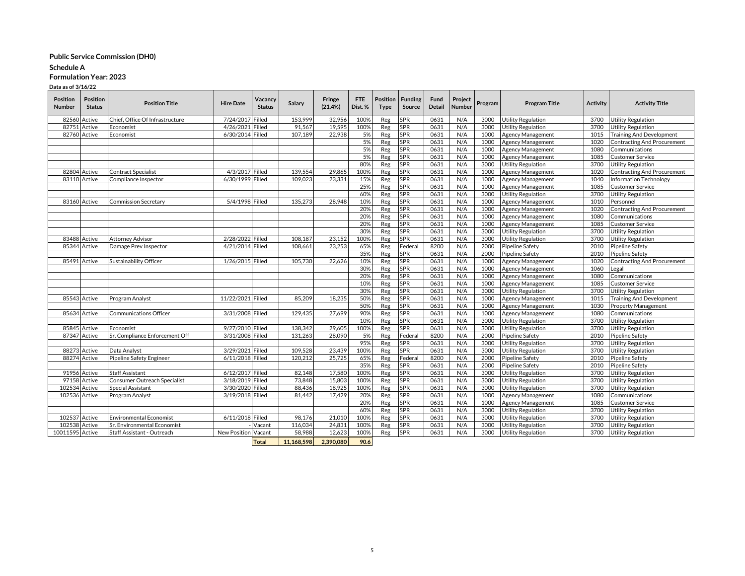**Public Service Commission (DH0)**

**Schedule A**

**Formulation Year: 2023**

**Data as of 3/16/22**

| Position Number | Position Status | Position Title | Hire Date | Vacancy Status | Salary | Fringe (21.4%) | FTE Dist. % | Position Type | Funding Source | Fund Detail | Project Number | Program | Program Title | Activity | Activity Title |
|---|---|---|---|---|---|---|---|---|---|---|---|---|---|---|---|
| 82560 | Active | Chief, Office Of Infrastructure | 7/24/2017 | Filled | 153,999 | 32,956 | 100% | Reg | SPR | 0631 | N/A | 3000 | Utility Regulation | 3700 | Utility Regulation |
| 82751 | Active | Economist | 4/26/2021 | Filled | 91,567 | 19,595 | 100% | Reg | SPR | 0631 | N/A | 3000 | Utility Regulation | 3700 | Utility Regulation |
| 82760 | Active | Economist | 6/30/2014 | Filled | 107,189 | 22,938 | 5% | Reg | SPR | 0631 | N/A | 1000 | Agency Management | 1015 | Training And Development |
| | | | | | | | 5% | Reg | SPR | 0631 | N/A | 1000 | Agency Management | 1020 | Contracting And Procurement |
| | | | | | | | 5% | Reg | SPR | 0631 | N/A | 1000 | Agency Management | 1080 | Communications |
| | | | | | | | 5% | Reg | SPR | 0631 | N/A | 1000 | Agency Management | 1085 | Customer Service |
| | | | | | | | 80% | Reg | SPR | 0631 | N/A | 3000 | Utility Regulation | 3700 | Utility Regulation |
| 82804 | Active | Contract Specialist | 4/3/2017 | Filled | 139,554 | 29,865 | 100% | Reg | SPR | 0631 | N/A | 1000 | Agency Management | 1020 | Contracting And Procurement |
| 83110 | Active | Compliance Inspector | 6/30/1999 | Filled | 109,023 | 23,331 | 15% | Reg | SPR | 0631 | N/A | 1000 | Agency Management | 1040 | Information Technology |
| | | | | | | | 25% | Reg | SPR | 0631 | N/A | 1000 | Agency Management | 1085 | Customer Service |
| | | | | | | | 60% | Reg | SPR | 0631 | N/A | 3000 | Utility Regulation | 3700 | Utility Regulation |
| 83160 | Active | Commission Secretary | 5/4/1998 | Filled | 135,273 | 28,948 | 10% | Reg | SPR | 0631 | N/A | 1000 | Agency Management | 1010 | Personnel |
| | | | | | | | 20% | Reg | SPR | 0631 | N/A | 1000 | Agency Management | 1020 | Contracting And Procurement |
| | | | | | | | 20% | Reg | SPR | 0631 | N/A | 1000 | Agency Management | 1080 | Communications |
| | | | | | | | 20% | Reg | SPR | 0631 | N/A | 1000 | Agency Management | 1085 | Customer Service |
| | | | | | | | 30% | Reg | SPR | 0631 | N/A | 3000 | Utility Regulation | 3700 | Utility Regulation |
| 83488 | Active | Attorney Advisor | 2/28/2022 | Filled | 108,187 | 23,152 | 100% | Reg | SPR | 0631 | N/A | 3000 | Utility Regulation | 3700 | Utility Regulation |
| 85344 | Active | Damage Prev Inspector | 4/21/2014 | Filled | 108,661 | 23,253 | 65% | Reg | Federal | 8200 | N/A | 2000 | Pipeline Safety | 2010 | Pipeline Safety |
| | | | | | | | 35% | Reg | SPR | 0631 | N/A | 2000 | Pipeline Safety | 2010 | Pipeline Safety |
| 85491 | Active | Sustainability Officer | 1/26/2015 | Filled | 105,730 | 22,626 | 10% | Reg | SPR | 0631 | N/A | 1000 | Agency Management | 1020 | Contracting And Procurement |
| | | | | | | | 30% | Reg | SPR | 0631 | N/A | 1000 | Agency Management | 1060 | Legal |
| | | | | | | | 20% | Reg | SPR | 0631 | N/A | 1000 | Agency Management | 1080 | Communications |
| | | | | | | | 10% | Reg | SPR | 0631 | N/A | 1000 | Agency Management | 1085 | Customer Service |
| | | | | | | | 30% | Reg | SPR | 0631 | N/A | 3000 | Utility Regulation | 3700 | Utility Regulation |
| 85543 | Active | Program Analyst | 11/22/2021 | Filled | 85,209 | 18,235 | 50% | Reg | SPR | 0631 | N/A | 1000 | Agency Management | 1015 | Training And Development |
| | | | | | | | 50% | Reg | SPR | 0631 | N/A | 1000 | Agency Management | 1030 | Property Management |
| 85634 | Active | Communications Officer | 3/31/2008 | Filled | 129,435 | 27,699 | 90% | Reg | SPR | 0631 | N/A | 1000 | Agency Management | 1080 | Communications |
| | | | | | | | 10% | Reg | SPR | 0631 | N/A | 3000 | Utility Regulation | 3700 | Utility Regulation |
| 85845 | Active | Economist | 9/27/2010 | Filled | 138,342 | 29,605 | 100% | Reg | SPR | 0631 | N/A | 3000 | Utility Regulation | 3700 | Utility Regulation |
| 87347 | Active | Sr. Compliance Enforcement Off | 3/31/2008 | Filled | 131,263 | 28,090 | 5% | Reg | Federal | 8200 | N/A | 2000 | Pipeline Safety | 2010 | Pipeline Safety |
| | | | | | | | 95% | Reg | SPR | 0631 | N/A | 3000 | Utility Regulation | 3700 | Utility Regulation |
| 88273 | Active | Data Analyst | 3/29/2021 | Filled | 109,528 | 23,439 | 100% | Reg | SPR | 0631 | N/A | 3000 | Utility Regulation | 3700 | Utility Regulation |
| 88274 | Active | Pipeline Safety Engineer | 6/11/2018 | Filled | 120,212 | 25,725 | 65% | Reg | Federal | 8200 | N/A | 2000 | Pipeline Safety | 2010 | Pipeline Safety |
| | | | | | | | 35% | Reg | SPR | 0631 | N/A | 2000 | Pipeline Safety | 2010 | Pipeline Safety |
| 91956 | Active | Staff Assistant | 6/12/2017 | Filled | 82,148 | 17,580 | 100% | Reg | SPR | 0631 | N/A | 3000 | Utility Regulation | 3700 | Utility Regulation |
| 97158 | Active | Consumer Outreach Specialist | 3/18/2019 | Filled | 73,848 | 15,803 | 100% | Reg | SPR | 0631 | N/A | 3000 | Utility Regulation | 3700 | Utility Regulation |
| 102534 | Active | Special Assistant | 3/30/2020 | Filled | 88,436 | 18,925 | 100% | Reg | SPR | 0631 | N/A | 3000 | Utility Regulation | 3700 | Utility Regulation |
| 102536 | Active | Program Analyst | 3/19/2018 | Filled | 81,442 | 17,429 | 20% | Reg | SPR | 0631 | N/A | 1000 | Agency Management | 1080 | Communications |
| | | | | | | | 20% | Reg | SPR | 0631 | N/A | 1000 | Agency Management | 1085 | Customer Service |
| | | | | | | | 60% | Reg | SPR | 0631 | N/A | 3000 | Utility Regulation | 3700 | Utility Regulation |
| 102537 | Active | Environmental Economist | 6/11/2018 | Filled | 98,176 | 21,010 | 100% | Reg | SPR | 0631 | N/A | 3000 | Utility Regulation | 3700 | Utility Regulation |
| 102538 | Active | Sr. Environmental Economist | - | Vacant | 116,034 | 24,831 | 100% | Reg | SPR | 0631 | N/A | 3000 | Utility Regulation | 3700 | Utility Regulation |
| 10011595 | Active | Staff Assistant - Outreach | New Position | Vacant | 58,988 | 12,623 | 100% | Reg | SPR | 0631 | N/A | 3000 | Utility Regulation | 3700 | Utility Regulation |
| | | | | **Total** | **11,168,598** | **2,390,080** | **90.6** | | | | | | | | |